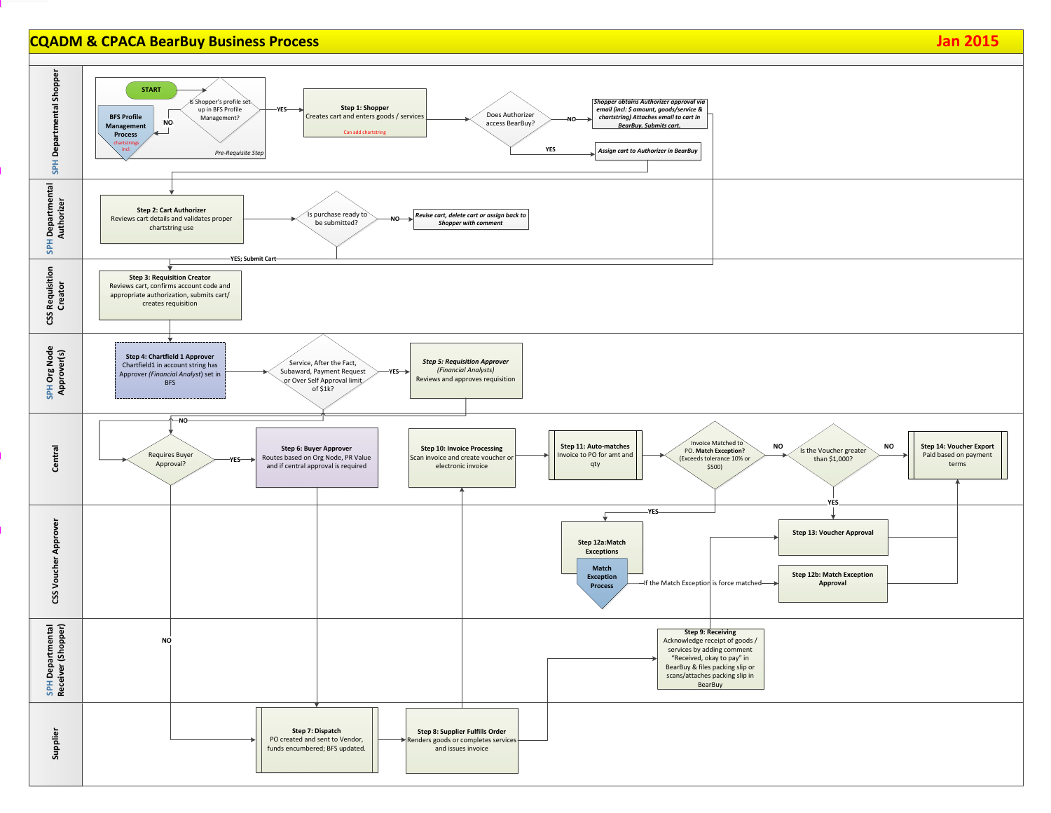# CQADM & CPACA BearBuy Business Process

**Jan 2015**

## SPH Departmental Shopper

*Pre-Requisite Step*

- **START**
- Is Shopper's profile set up in BFS Profile Management?
  - NO → **BFS Profile Management Process** (chartstrings incl.)
  - YES → **Step 1: Shopper** — Creates cart and enters goods / services (Can add chartstring)
- Does Authorizer access BearBuy?
  - NO → *Shopper obtains Authorizer approval via email (incl: $ amount, goods/service & chartstring) Attaches email to cart in BearBuy. Submits cart.*
  - YES → *Assign cart to Authorizer in BearBuy*

## SPH Departmental Authorizer

- **Step 2: Cart Authorizer** — Reviews cart details and validates proper chartstring use
- Is purchase ready to be submitted?
  - NO → *Revise cart, delete cart or assign back to Shopper with comment*
  - YES; Submit Cart

## CSS Requisition Creator

- **Step 3: Requisition Creator** — Reviews cart, confirms account code and appropriate authorization, submits cart/ creates requisition

## SPH Org Node Approver(s)

- **Step 4: Chartfield 1 Approver** — Chartfield1 in account string has Approver *(Financial Analyst)* set in BFS
- Service, After the Fact, Subaward, Payment Request or Over Self Approval limit of $1k?
  - YES → ***Step 5: Requisition Approver*** *(Financial Analysts)* Reviews and approves requisition
  - NO

## Central

- Requires Buyer Approval?
  - YES → **Step 6: Buyer Approver** — Routes based on Org Node, PR Value and if central approval is required
  - NO
- **Step 10: Invoice Processing** — Scan invoice and create voucher or electronic invoice
- **Step 11: Auto-matches** — Invoice to PO for amt and qty
- Invoice Matched to PO. **Match Exception?** (Exceeds tolerance 10% or $500)
  - YES
  - NO
- Is the Voucher greater than $1,000?
  - YES
  - NO → **Step 14: Voucher Export** — Paid based on payment terms

## CSS Voucher Approver

- **Step 12a: Match Exceptions** — **Match Exception Process**
  - If the Match Exception is force matched → **Step 12b: Match Exception Approval**
- **Step 13: Voucher Approval**

## SPH Departmental Receiver (Shopper)

- **Step 9: Receiving** — Acknowledge receipt of goods / services by adding comment "Received, okay to pay" in BearBuy & files packing slip or scans/attaches packing slip in BearBuy

## Supplier

- **Step 7: Dispatch** — PO created and sent to Vendor, funds encumbered; BFS updated.
- **Step 8: Supplier Fulfills Order** — Renders goods or completes services and issues invoice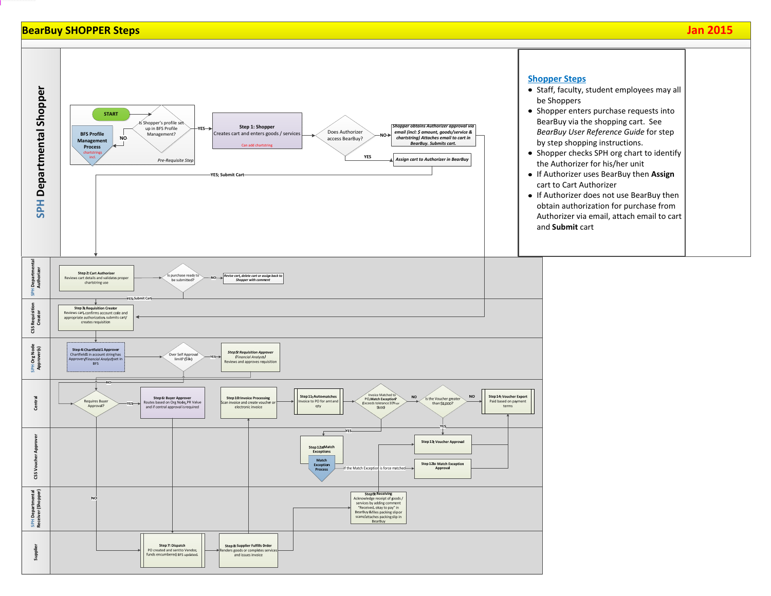# BearBuy SHOPPER Steps

Jan 2015

## SPH Departmental Shopper

**Pre-Requisite Step**

- START
- Is Shopper's profile set up in BFS Profile Management?
  - NO → **BFS Profile Management Process** (chartstrings incl.)
  - YES → **Step 1: Shopper** Creates cart and enters goods / services (Can add chartstring)
- Does Authorizer access BearBuy?
  - NO → *Shopper obtains Authorizer approval via email (incl: $ amount, goods/service & chartstring) Attaches email to cart in BearBuy. Submits cart.*
  - YES → *Assign cart to Authorizer in BearBuy*
- YES; Submit Cart

### Shopper Steps

- Staff, faculty, student employees may all be Shoppers
- Shopper enters purchase requests into BearBuy via the shopping cart. See *BearBuy User Reference Guide* for step by step shopping instructions.
- Shopper checks SPH org chart to identify the Authorizer for his/her unit
- If Authorizer uses BearBuy then **Assign** cart to Cart Authorizer
- If Authorizer does not use BearBuy then obtain authorization for purchase from Authorizer via email, attach email to cart and **Submit** cart

## SPH Departmental Authorizer

- **Step 2: Cart Authorizer** Reviews cart details and validates proper chartstring use
- Is purchase ready to be submitted?
  - NO → *Revise cart, delete cart or assign back to Shopper with comment*
  - YES; Submit Cart

## CSS Requisition Creator

- **Step 3: Requisition Creator** Reviews cart, confirms account code and appropriate authorization, submits cart/ creates requisition

## SPH Org Node Approver(s)

- **Step 4: Chartfield 1 Approver** Chartfield1 in account string has Approver *(Financial Analyst)* set in BFS
- Over Self Approval limit? ($1k)
  - YES → **Step 5: Requisition Approver** *(Financial Analyst)* Reviews and approves requisition
  - NO

## Central

- Requires Buyer Approval?
  - YES → **Step 6: Buyer Approver** Routes based on Org Node, PR Value and if central approval is required
  - NO
- **Step 10: Invoice Processing** Scan invoice and create voucher or electronic invoice
- **Step 11: Automatches** Invoice to PO for amt and qty
- Invoice Matched to PO, Match Exception? (Exceeds tolerance 10% or $100)
  - YES
  - NO → Is the Voucher greater than $1,000?
    - NO → **Step 14: Voucher Export** Paid based on payment terms
    - YES

## CSS Voucher Approver

- **Step 12a: Match Exceptions**
- **Match Exception Process**
- If the Match Exception is force matched
- **Step 13: Voucher Approval**
- **Step 12b: Match Exception Approval**

## SPH Departmental Receiver (Shopper)

- **Step 9: Receiving** Acknowledge receipt of goods / services by adding comment "Received, okay to pay" in BearBuy & files packing slip or scans/attaches packing slip in BearBuy

## Supplier

- **Step 7: Dispatch** PO created and sent to Vendor, funds encumbered, BFS updated.
- **Step 8: Supplier Fulfills Order** Renders goods or completes services and issues invoice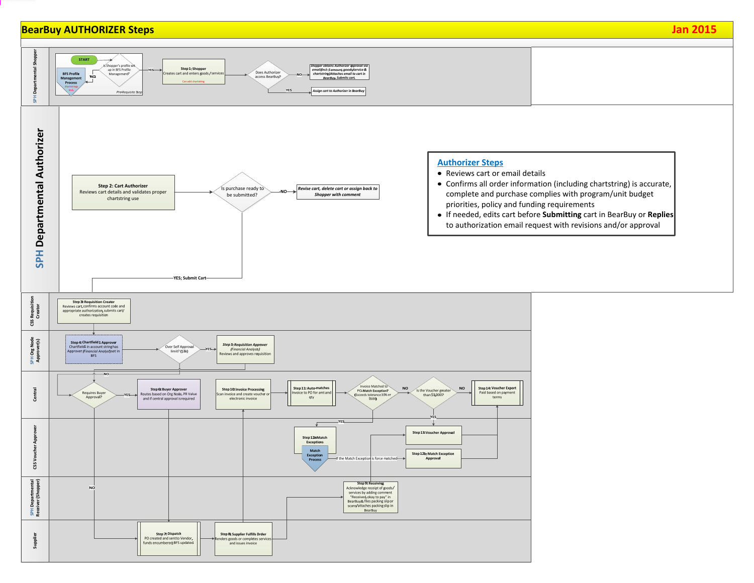# BearBuy AUTHORIZER Steps

**Jan 2015**

## SPH Departmental Shopper

- START
- Is Shopper's profile set up in BFS Profile Management?
  - NO → BFS Profile Management Process (chartstrings incl.)
  - YES → **Step 1: Shopper** — Creates cart and enters goods/services (Can add chartstring)
- Does Authorizer access BearBuy?
  - NO → *Shopper obtains Authorizer approval via email (incl. $ amount, goods/service & chartstring). Attaches email to cart in BearBuy. Submits cart.*
  - YES → *Assign cart to Authorizer in BearBuy*

*PreRequisite Step*

## SPH Departmental Authorizer

- **Step 2: Cart Authorizer** — Reviews cart details and validates proper chartstring use
- Is purchase ready to be submitted?
  - NO → *Revise cart, delete cart or assign back to Shopper with comment*
  - YES; Submit Cart

### Authorizer Steps

- Reviews cart or email details
- Confirms all order information (including chartstring) is accurate, complete and purchase complies with program/unit budget priorities, policy and funding requirements
- If needed, edits cart before **Submitting** cart in BearBuy or **Replies** to authorization email request with revisions and/or approval

## CSS Requisition Creator

- **Step 3: Requisition Creator** — Reviews cart, confirms account code and appropriate authorization, submits cart/creates requisition

## SPH Org Node Approver(s)

- **Step 4: Chartfield 1 Approver** — Chartfield1 in account string has Approver *(Financial Analyst)* set in BFS
- Over Self Approval limit? ($1k)
  - YES → *Step 5: Requisition Approver* *(Financial Analyst)* — Reviews and approves requisition
  - NO → Requires Buyer Approval?

## Central

- Requires Buyer Approval?
  - YES → **Step 6: Buyer Approver** — Routes based on Org Node, PR Value and if central approval is required
  - NO → Step 7: Dispatch
- **Step 10: Invoice Processing** — Scan invoice and create voucher or electronic invoice
- **Step 11: Auto-matches** Invoice to PO for amt and qty
- Invoice Matched to PO–Match Exception? (Exceeds tolerance 10% or $500)
  - YES → Step 12a: Match Exceptions
  - NO → Is the Voucher greater than $1,000?
    - YES → Step 13: Voucher Approval
    - NO → **Step 14: Voucher Export** — Paid based on payment terms

## CSS Voucher Approver

- **Step 12a: Match Exceptions** → Match Exception Process
  - If the Match Exception is force matched → **Step 12b: Match Exception Approval**
- **Step 13: Voucher Approval**

## SPH Departmental Receiver (Shopper)

- **Step 9: Receiving** — Acknowledge receipt of goods/services by adding comment "Received, okay to pay" in BearBuy & files packing slip or scans/attaches packing slip in BearBuy

## Supplier

- **Step 7: Dispatch** — PO created and sent to Vendor, funds encumbered; BFS updated
- **Step 8: Supplier Fulfills Order** — Renders goods or completes services and issues invoice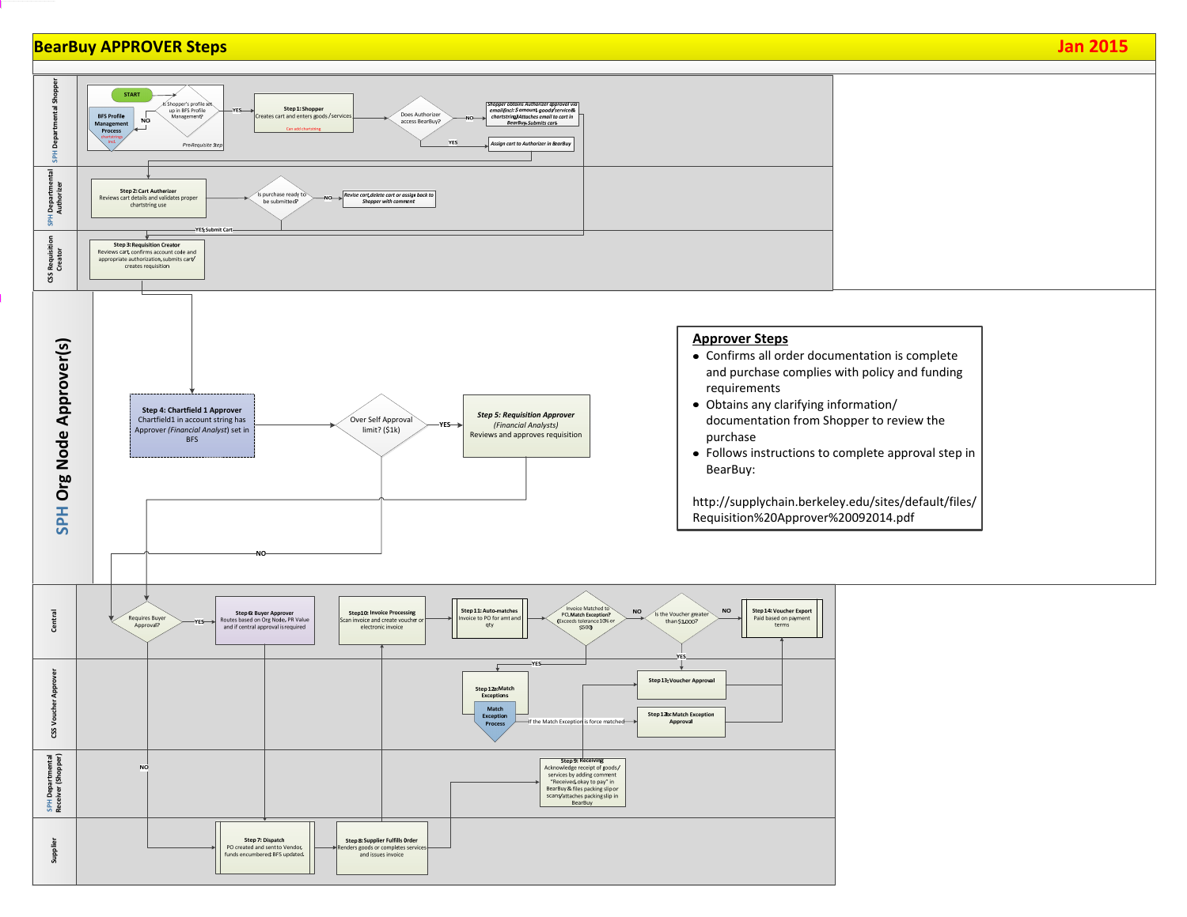# BearBuy APPROVER Steps

**Jan 2015**

## SPH Department Shopper

START

Is Shopper's profile set up in BFS Profile Management?

- NO → BFS Profile Management Process (chartstrings incl.)
- YES → **Step 1: Shopper** — Creates cart and enters goods/services (Can add chartstring)

*Pre-Requisite Step*

Does Authorizer access BearBuy?

- NO → *Shopper obtains Authorizer approval via email (incl: $ amount, goods/service & chartstring) Attaches email to cart in BearBuy. Submits cart.*
- YES → *Assign cart to Authorizer in BearBuy*

## SPH Departmental Authorizer

**Step 2: Cart Authorizer** — Reviews cart details and validates proper chartstring use

Is purchase ready to be submitted?

- NO → *Revise cart, delete cart or assign back to Shopper with comment*
- YES, Submit Cart

## CSS Requisition Creator

**Step 3: Requisition Creator** — Reviews cart, confirms account code and appropriate authorization, submits cart/ creates requisition

## SPH Org Node Approver(s)

**Step 4: Chartfield 1 Approver** — Chartfield1 in account string has Approver (*Financial Analyst*) set in BFS

Over Self Approval limit? ($1k)

- YES → ***Step 5: Requisition Approver*** (*Financial Analysts*) — Reviews and approves requisition
- NO

### Approver Steps

- Confirms all order documentation is complete and purchase complies with policy and funding requirements
- Obtains any clarifying information/ documentation from Shopper to review the purchase
- Follows instructions to complete approval step in BearBuy:

http://supplychain.berkeley.edu/sites/default/files/Requisition%20Approver%2009214.pdf

## Central

Requires Buyer Approval?

- YES → **Step 6: Buyer Approver** — Routes based on Org Node, PR Value and if central approval is required
- NO

**Step 10: Invoice Processing** — Scan invoice and create voucher or electronic invoice

**Step 11: Auto-matches** — Invoice to PO for amt and qty

Invoice Matched to PO, Match Exception? (Exceeds tolerance 10% or $500)

- YES → Step 12a
- NO → Is the Voucher greater than $1,000?
  - NO → **Step 14: Voucher Export** — Paid based on payment terms
  - YES → Step 13

## CSS Voucher Approver

**Step 12a: Match Exceptions** → Match Exception Process

If the Match Exception is force matched → **Step 12b: Match Exception Approval**

**Step 13: Voucher Approval**

## SPH Departmental Receiver (Shopper)

**Step 9: Receiving** — Acknowledge receipt of goods/ services by adding comment "Received, okay to pay" in BearBuy & files packing slip or scans/attaches packing slip in BearBuy

## Supplier

**Step 7: Dispatch** — PO created and sent to Vendor, funds encumbered. BFS updated.

**Step 8: Supplier Fulfills Order** — Renders goods or completes services and issues invoice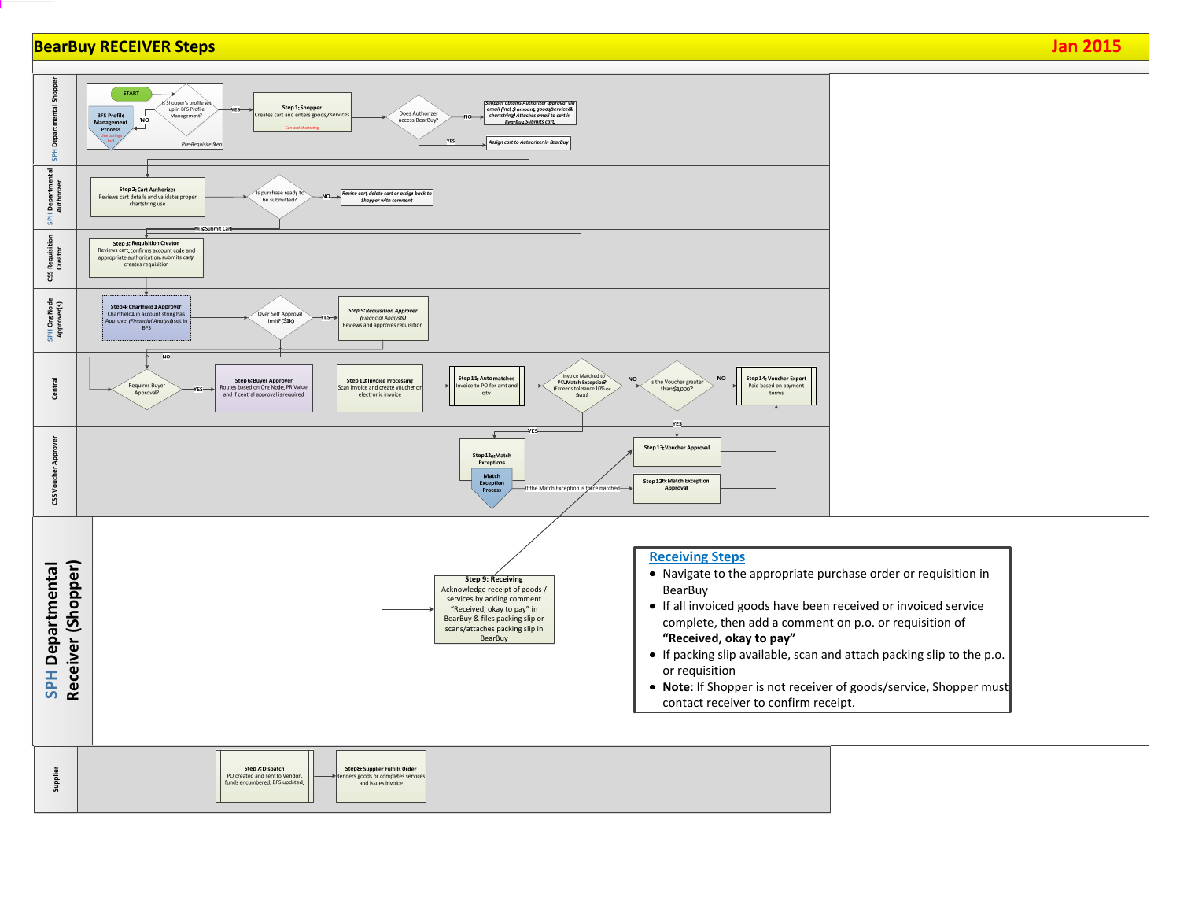# BearBuy RECEIVER Steps

Jan 2015

**SPH Departmental Shopper**

START

Is Shopper's profile set up in BFS Profile Management?

NO

BFS Profile Management Process

chartstrings incl.

YES

Pre-Requisite Step

**Step 1: Shopper**
Creates cart and enters goods/services

Can add chartstring

Does Authorizer access BearBuy?

NO

*Shopper obtains Authorizer approval via email (incl. $ amount, goods/service & chartstring) Attaches email to cart in BearBuy. Submits cart.*

YES

*Assign cart to Authorizer in BearBuy*

**SPH Departmental Authorizer**

**Step 2: Cart Authorizer**
Reviews cart details and validates proper chartstring use

Is purchase ready to be submitted?

NO

*Revise cart, delete cart or assign back to Shopper with comment*

YES: Submit Cart

**CSS Requisition Creator**

**Step 3: Requisition Creator**
Reviews cart, confirms account code and appropriate authorization, submits cart/ creates requisition

**SPH Org Node Approver(s)**

**Step 4: Chartfield 1 Approver**
Chartfield1 in account string has Approver (*Financial Analyst*) set in BFS

Over Self Approval limit? ($1k)

YES

***Step 5: Requisition Approver***
*(Financial Analyst)*
Reviews and approves requisition

NO

**Central**

Requires Buyer Approval?

YES

**Step 6: Buyer Approver**
Routes based on Org Node, PR Value and if central approval is required

**Step 10: Invoice Processing**
Scan invoice and create voucher or electronic invoice

**Step 11: Automatches**
Invoice to PO for amt and qty

Invoice Matched to PO, Match Exception? (Exceeds tolerance 10% or $500)

NO

Is the Voucher greater than $1,000?

NO

**Step 14: Voucher Export**
Paid based on payment terms

YES

YES

**CSS Voucher Approver**

**Step 12a: Match Exceptions**

Match Exception Process

If the Match Exception is force matched

**Step 13: Voucher Approval**

**Step 12b: Match Exception Approval**

**SPH Departmental Receiver (Shopper)**

**Step 9: Receiving**
Acknowledge receipt of goods / services by adding comment "Received, okay to pay" in BearBuy & files packing slip or scans/attaches packing slip in BearBuy

## Receiving Steps

- Navigate to the appropriate purchase order or requisition in BearBuy
- If all invoiced goods have been received or invoiced service complete, then add a comment on p.o. or requisition of **"Received, okay to pay"**
- If packing slip available, scan and attach packing slip to the p.o. or requisition
- **Note**: If Shopper is not receiver of goods/service, Shopper must contact receiver to confirm receipt.

**Supplier**

**Step 7: Dispatch**
PO created and sent to Vendor, funds encumbered; BFS updated.

**Step 8: Supplier Fulfills Order**
Renders goods or completes services and issues invoice